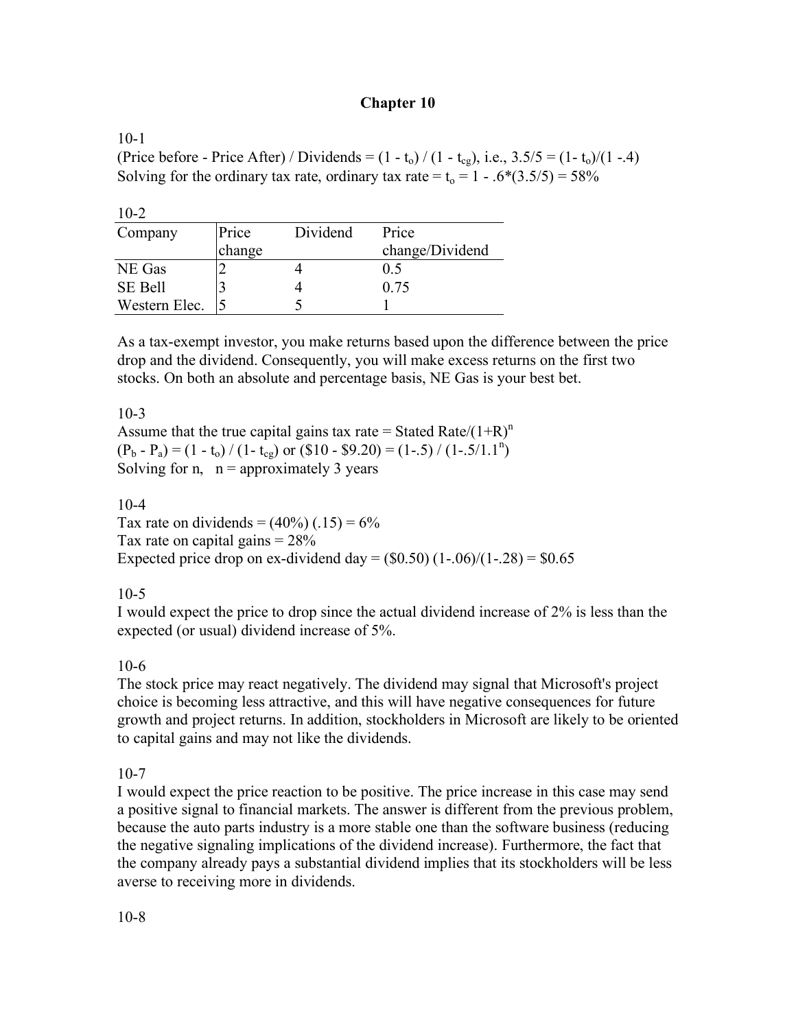# Chapter 10

10-1

(Price before - Price After) / Dividends = $(1 - t_o) / (1 - t_{cg})$, i.e., $3.5/5 = (1 - t_o)/(1 - .4)$

Solving for the ordinary tax rate, ordinary tax rate = $t_o = 1 - .6*(3.5/5) = 58\%$

10-2

| Company | Price change | Dividend | Price change/Dividend |
|---|---|---|---|
| NE Gas | 2 | 4 | 0.5 |
| SE Bell | 3 | 4 | 0.75 |
| Western Elec. | 5 | 5 | 1 |

As a tax-exempt investor, you make returns based upon the difference between the price drop and the dividend. Consequently, you will make excess returns on the first two stocks. On both an absolute and percentage basis, NE Gas is your best bet.

10-3

Assume that the true capital gains tax rate = Stated Rate/$(1+R)^n$

$(P_b - P_a) = (1 - t_o) / (1 - t_{cg})$ or $(\$10 - \$9.20) = (1-.5) / (1-.5/1.1^n)$

Solving for n, n = approximately 3 years

10-4

Tax rate on dividends = (40%) (.15) = 6%

Tax rate on capital gains = 28%

Expected price drop on ex-dividend day = $(\$0.50)(1-.06)/(1-.28) = \$0.65$

10-5

I would expect the price to drop since the actual dividend increase of 2% is less than the expected (or usual) dividend increase of 5%.

10-6

The stock price may react negatively. The dividend may signal that Microsoft's project choice is becoming less attractive, and this will have negative consequences for future growth and project returns. In addition, stockholders in Microsoft are likely to be oriented to capital gains and may not like the dividends.

10-7

I would expect the price reaction to be positive. The price increase in this case may send a positive signal to financial markets. The answer is different from the previous problem, because the auto parts industry is a more stable one than the software business (reducing the negative signaling implications of the dividend increase). Furthermore, the fact that the company already pays a substantial dividend implies that its stockholders will be less averse to receiving more in dividends.

10-8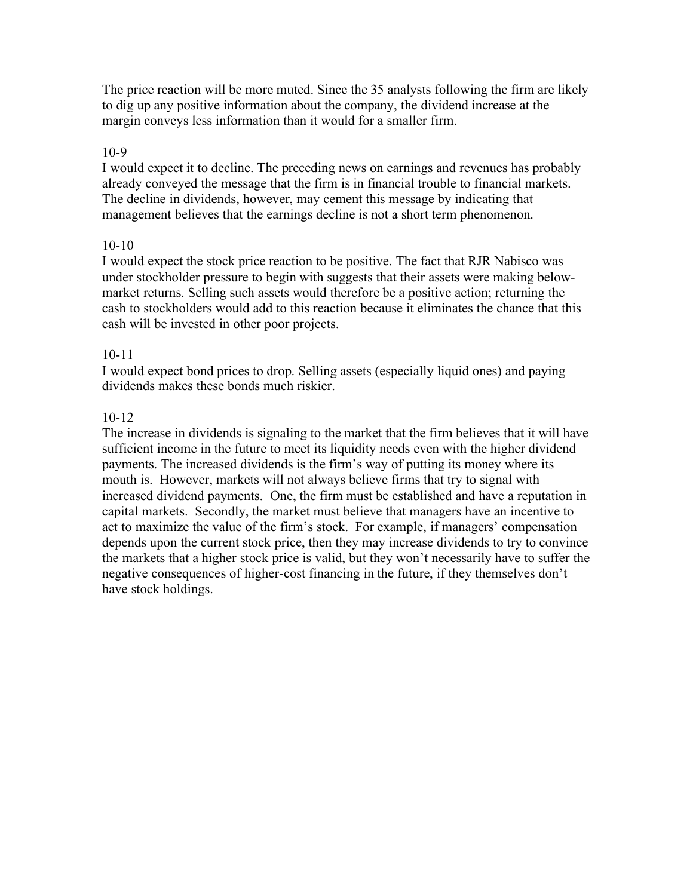The price reaction will be more muted. Since the 35 analysts following the firm are likely to dig up any positive information about the company, the dividend increase at the margin conveys less information than it would for a smaller firm.

10-9

I would expect it to decline. The preceding news on earnings and revenues has probably already conveyed the message that the firm is in financial trouble to financial markets. The decline in dividends, however, may cement this message by indicating that management believes that the earnings decline is not a short term phenomenon.

10-10

I would expect the stock price reaction to be positive. The fact that RJR Nabisco was under stockholder pressure to begin with suggests that their assets were making below-market returns. Selling such assets would therefore be a positive action; returning the cash to stockholders would add to this reaction because it eliminates the chance that this cash will be invested in other poor projects.

10-11

I would expect bond prices to drop. Selling assets (especially liquid ones) and paying dividends makes these bonds much riskier.

10-12

The increase in dividends is signaling to the market that the firm believes that it will have sufficient income in the future to meet its liquidity needs even with the higher dividend payments. The increased dividends is the firm's way of putting its money where its mouth is. However, markets will not always believe firms that try to signal with increased dividend payments. One, the firm must be established and have a reputation in capital markets. Secondly, the market must believe that managers have an incentive to act to maximize the value of the firm's stock. For example, if managers' compensation depends upon the current stock price, then they may increase dividends to try to convince the markets that a higher stock price is valid, but they won't necessarily have to suffer the negative consequences of higher-cost financing in the future, if they themselves don't have stock holdings.